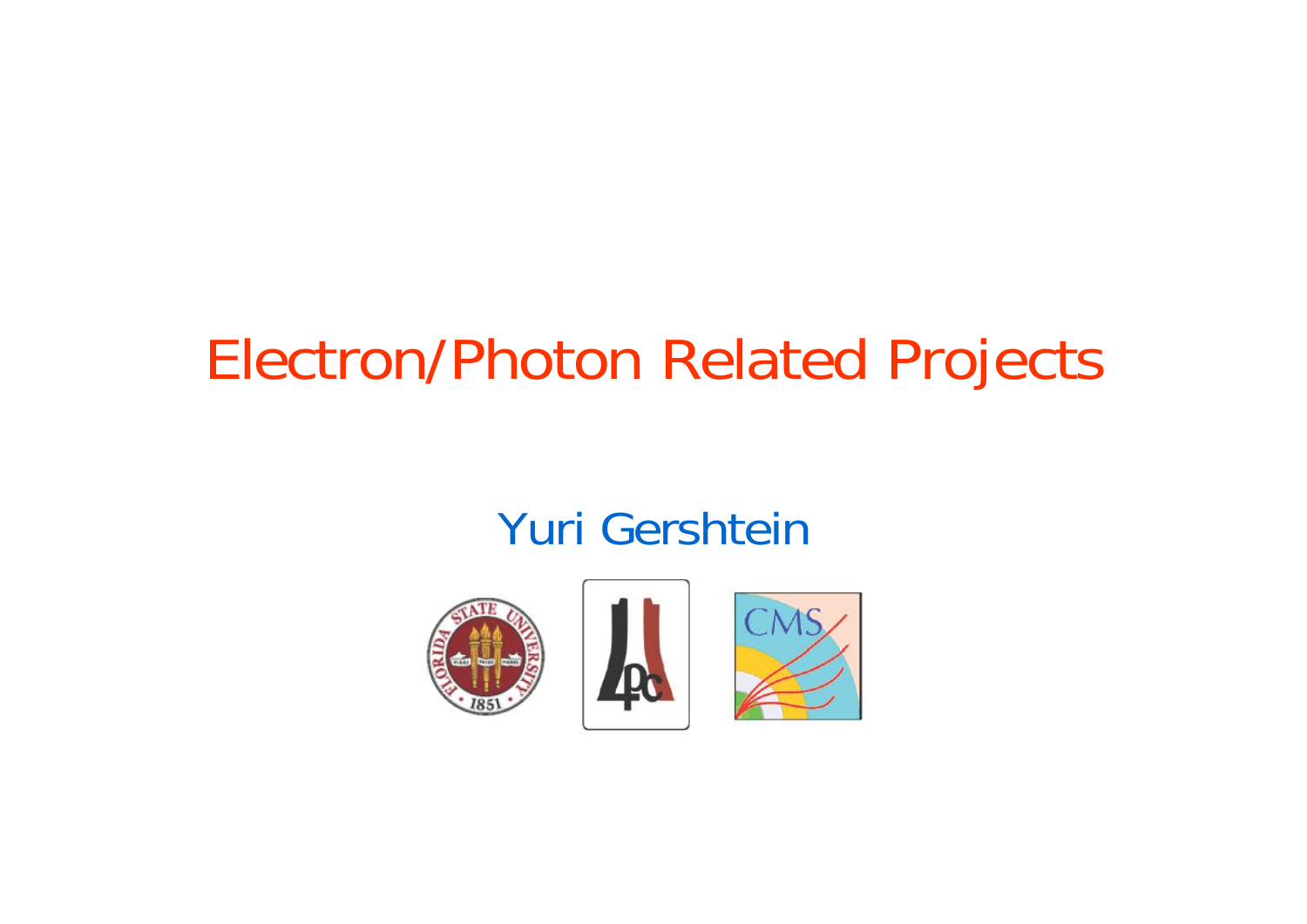# Electron/Photon Related Projects

Yuri Gershtein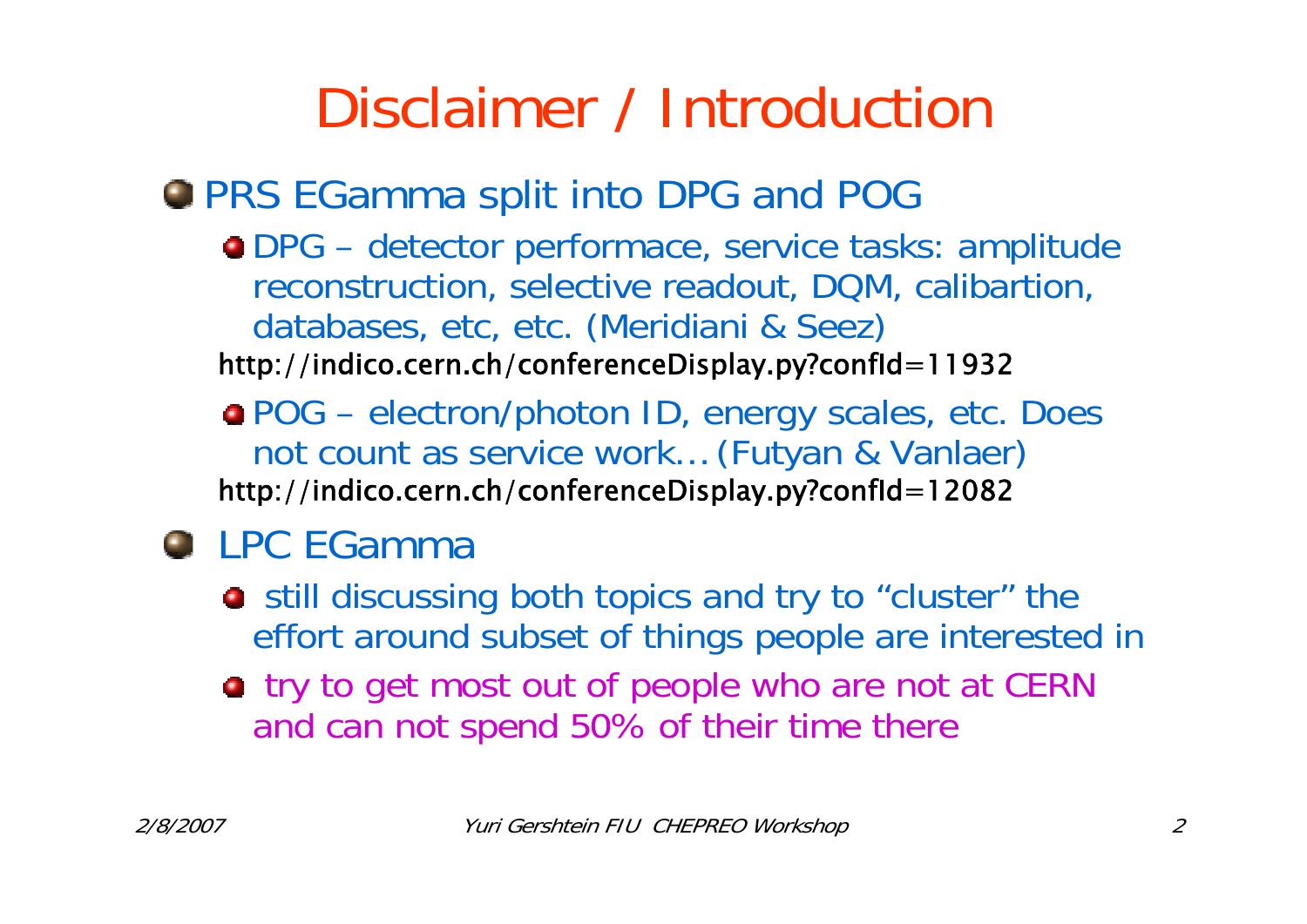# Disclaimer / Introduction

- PRS EGamma split into DPG and POG
  - DPG – detector performace, service tasks: amplitude reconstruction, selective readout, DQM, calibartion, databases, etc, etc. (Meridiani & Seez)
    http://indico.cern.ch/conferenceDisplay.py?confId=11932
  - POG – electron/photon ID, energy scales, etc. Does not count as service work… (Futyan & Vanlaer)
    http://indico.cern.ch/conferenceDisplay.py?confId=12082
- LPC EGamma
  - still discussing both topics and try to “cluster” the effort around subset of things people are interested in
  - try to get most out of people who are not at CERN and can not spend 50% of their time there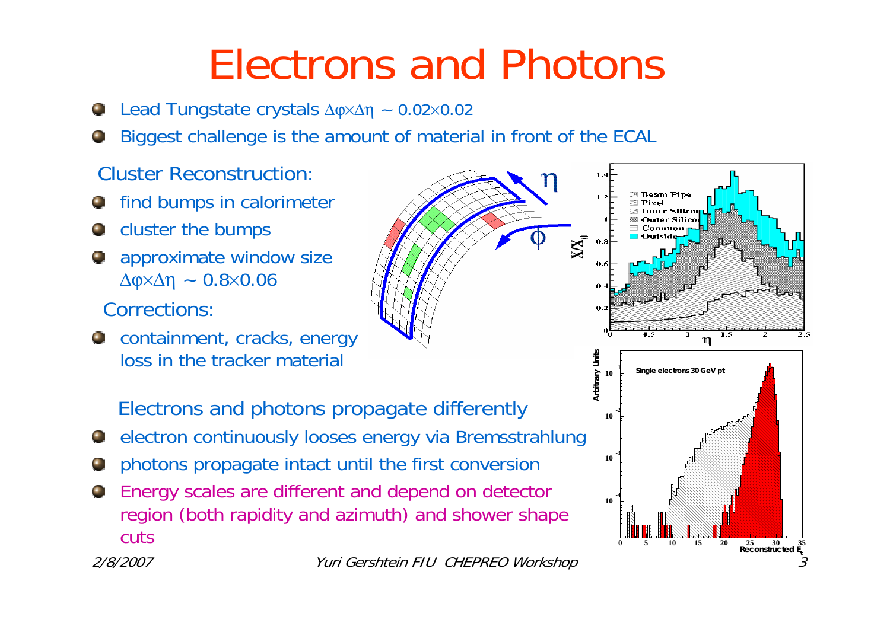# Electrons and Photons

- Lead Tungstate crystals $\Delta\varphi\times\Delta\eta \sim 0.02\times0.02$
- Biggest challenge is the amount of material in front of the ECAL

Cluster Reconstruction:

- find bumps in calorimeter
- cluster the bumps
- approximate window size $\Delta\varphi\times\Delta\eta \sim 0.8\times0.06$

Corrections:

- containment, cracks, energy loss in the tracker material

η

φ

X/X$_0$

1.4
1.2
1
0.8
0.6
0.4
0.2
0

Beam Pipe
Pixel
Inner Silicon
Outer Silicon
Common
Outside

0 0.5 1 1.5 2 2.5
η

Arbitrary Units

Single electrons 30 GeV pt

$10^{-1}$
$10^{-2}$
$10^{-3}$
$10^{-4}$

0 5 10 15 20 25 30 35
Reconstructed E$_t$

Electrons and photons propagate differently

- electron continuously looses energy via Bremsstrahlung
- photons propagate intact until the first conversion
- Energy scales are different and depend on detector region (both rapidity and azimuth) and shower shape cuts

*2/8/2007* *Yuri Gershtein FIU CHEPREO Workshop*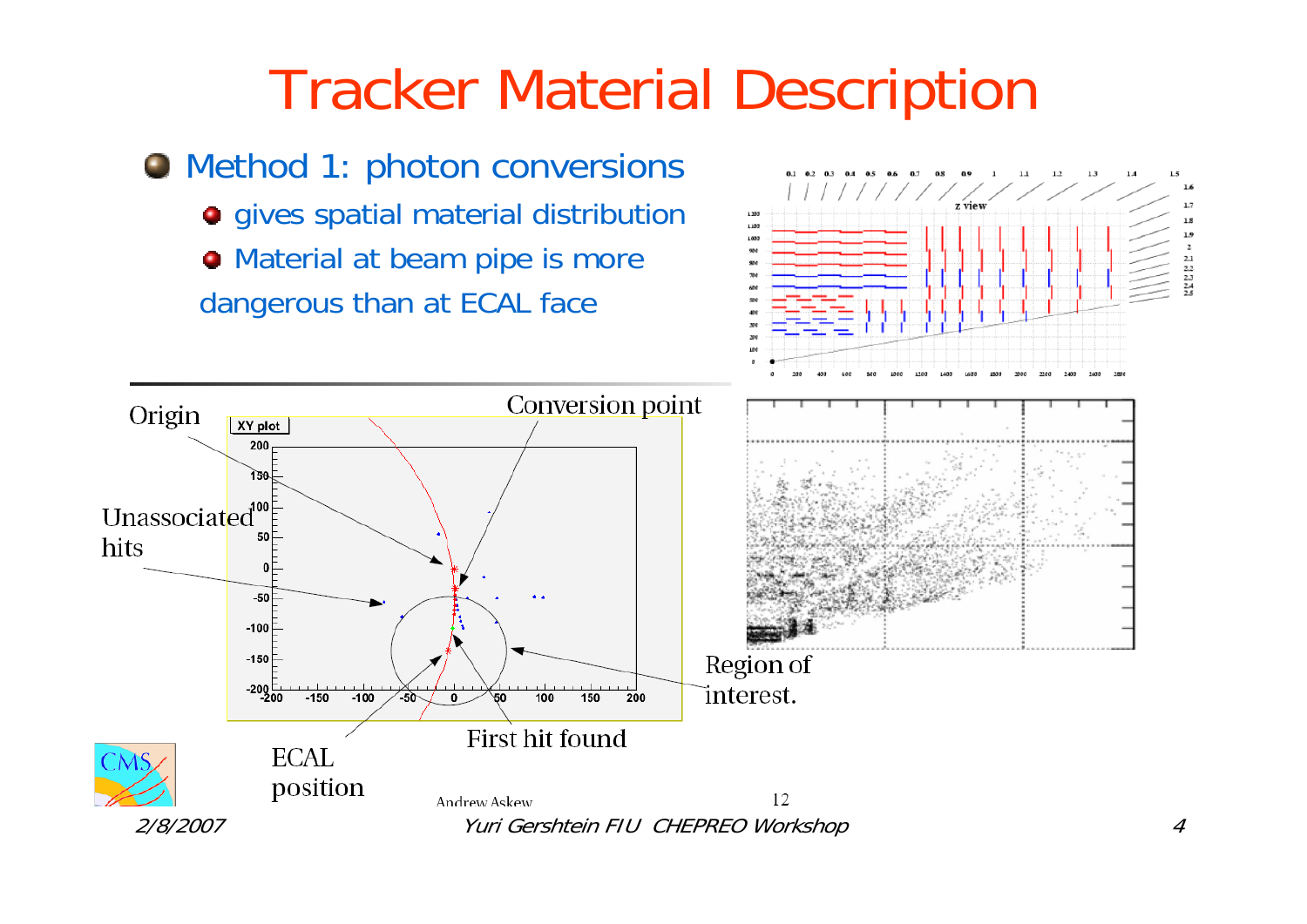# Tracker Material Description

- Method 1: photon conversions
  - gives spatial material distribution
  - Material at beam pipe is more dangerous than at ECAL face

Origin

Conversion point

Unassociated hits

Region of interest.

First hit found

ECAL position

Andrew Askew 12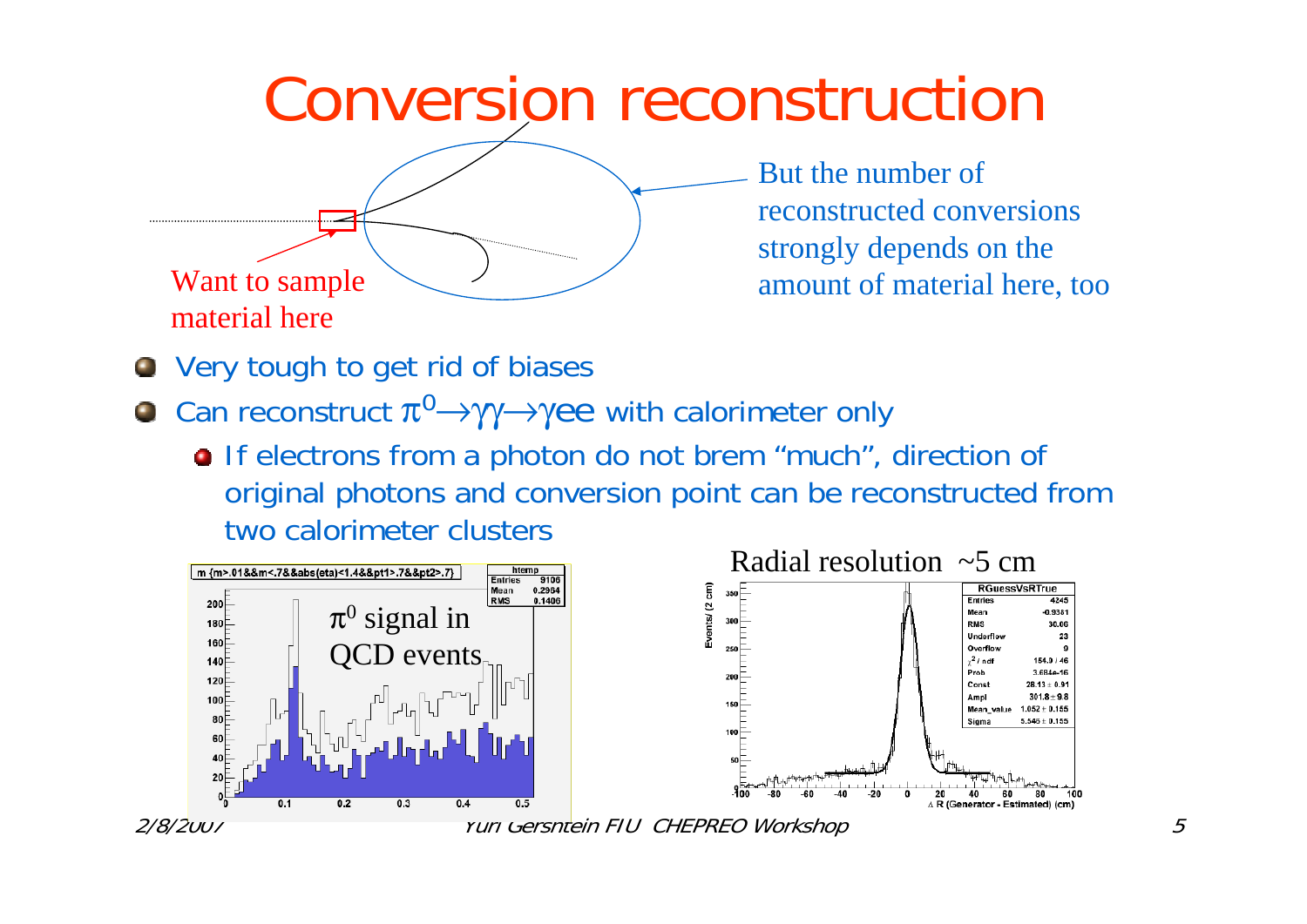# Conversion reconstruction

Want to sample material here

But the number of reconstructed conversions strongly depends on the amount of material here, too

- Very tough to get rid of biases
- Can reconstruct $\pi^0 \rightarrow \gamma\gamma \rightarrow \gamma ee$ with calorimeter only
  - If electrons from a photon do not brem "much", direction of original photons and conversion point can be reconstructed from two calorimeter clusters

m {m>.01&&m<.7&&abs(eta)<1.4&&pt1>.7&&pt2>.7}

htemp
Entries 9106
Mean 0.2964
RMS 0.1406

$\pi^0$ signal in QCD events

0 0.1 0.2 0.3 0.4 0.5

0 20 40 60 80 100 120 140 160 180 200

Radial resolution ~5 cm

RGuessVsRTrue
Entries 4245
Mean -0.9381
RMS 30.06
Underflow 23
Overflow 9
$\chi^2$ / ndf 154.9 / 46
Prob 3.684e-16
Const 28.13 ± 0.91
Ampl 301.8 ± 9.8
Mean_value 1.052 ± 0.155
Sigma 5.546 ± 0.155

Events/ (2 cm)

0 50 100 150 200 250 300 350

-100 -80 -60 -40 -20 0 20 40 60 80 100

Δ R (Generator - Estimated) (cm)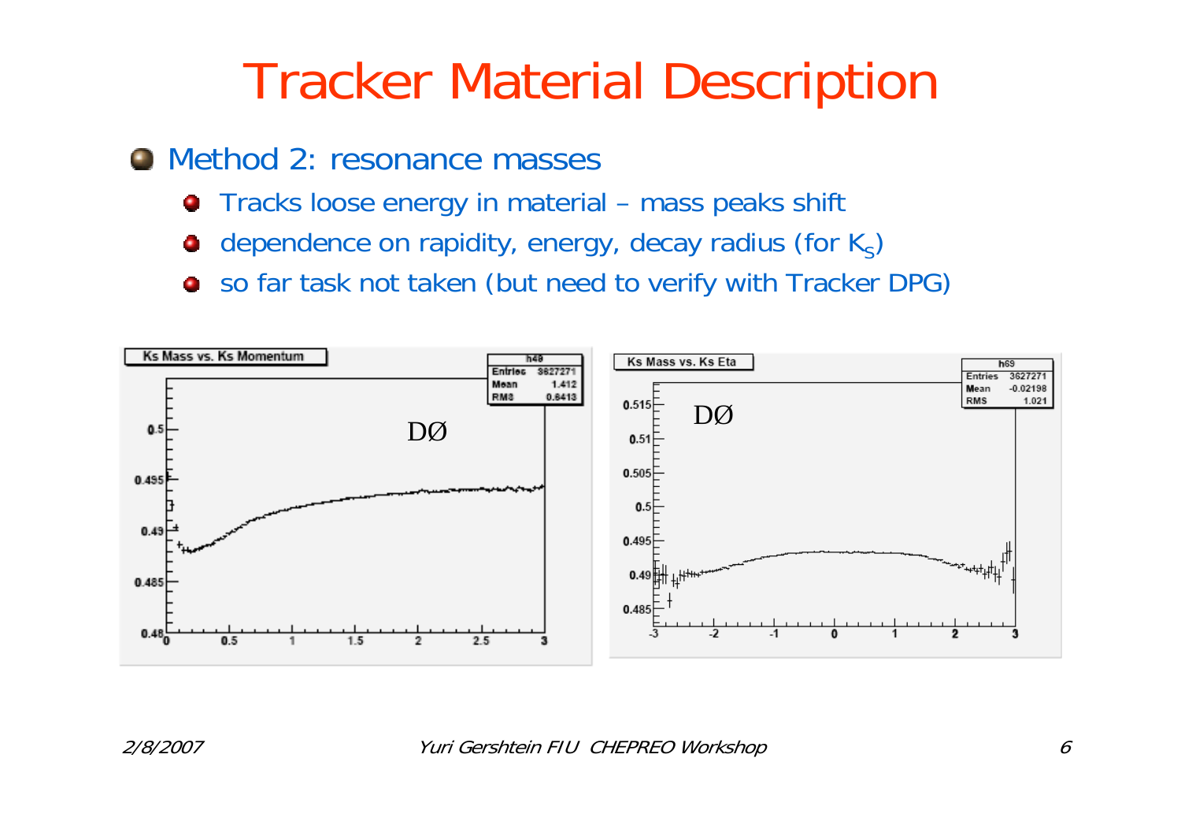# Tracker Material Description

- Method 2: resonance masses
  - Tracks loose energy in material – mass peaks shift
  - dependence on rapidity, energy, decay radius (for $K_S$)
  - so far task not taken (but need to verify with Tracker DPG)

Ks Mass vs. Ks Momentum

h49
Entries 3627271
Mean 1.412
RMS 0.8413

DØ

0.48
0.485
0.49
0.495
0.5

0
0.5
1
1.5
2
2.5
3

Ks Mass vs. Ks Eta

h69
Entries 3627271
Mean -0.02198
RMS 1.021

DØ

0.485
0.49
0.495
0.5
0.505
0.51
0.515

-3
-2
-1
0
1
2
3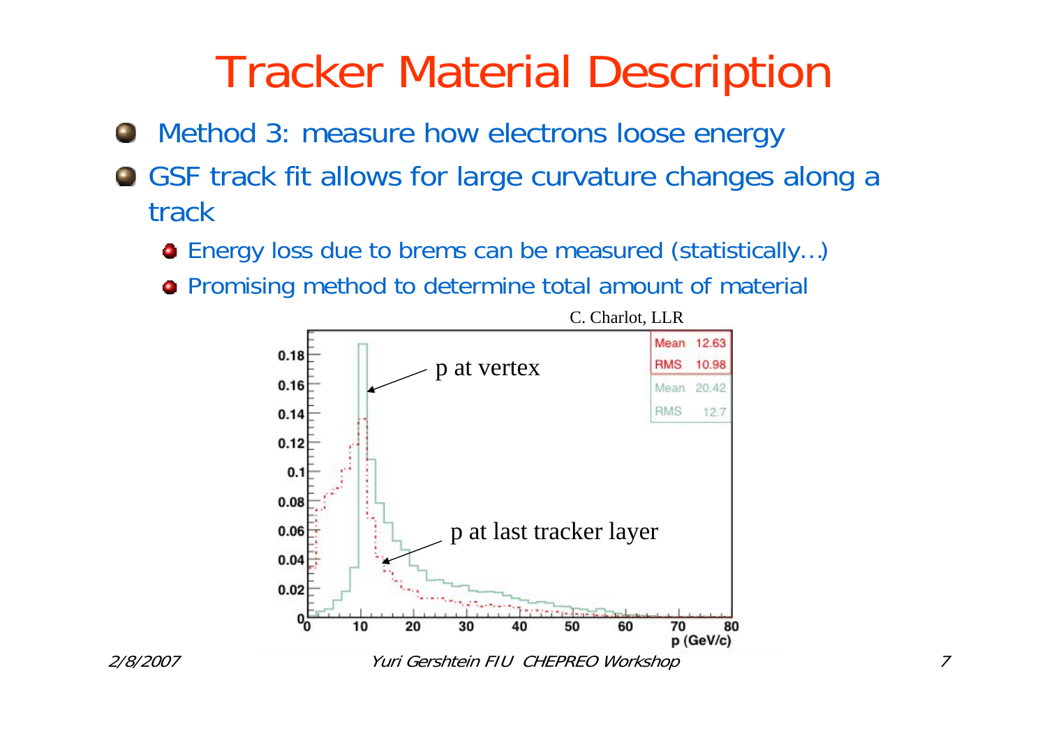# Tracker Material Description

- Method 3: measure how electrons loose energy
- GSF track fit allows for large curvature changes along a track
  - Energy loss due to brems can be measured (statistically…)
  - Promising method to determine total amount of material

C. Charlot, LLR

Mean 12.63
RMS 10.98
Mean 20.42
RMS 12.7

p at vertex

p at last tracker layer

0.18
0.16
0.14
0.12
0.1
0.08
0.06
0.04
0.02
0

0 10 20 30 40 50 60 70 80

p (GeV/c)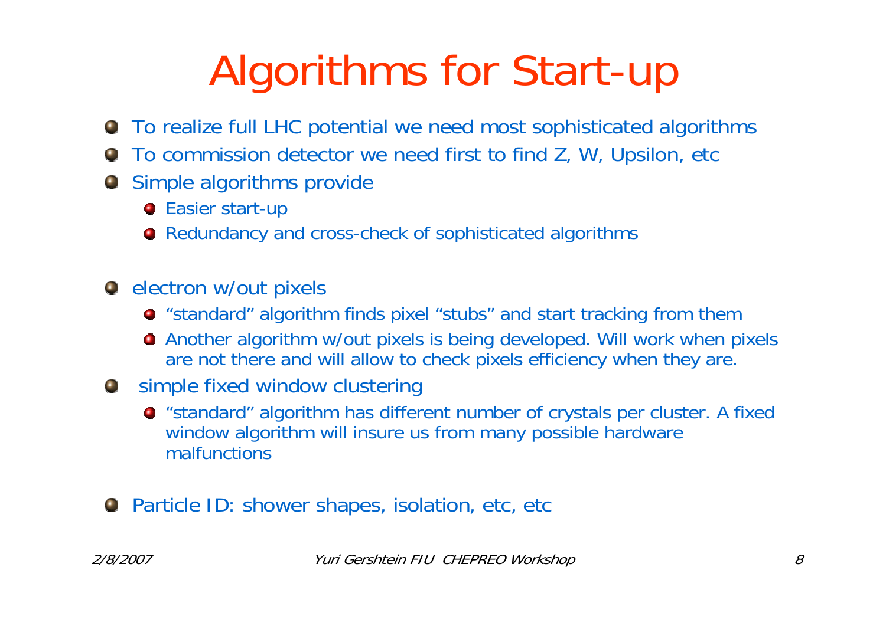# Algorithms for Start-up

- To realize full LHC potential we need most sophisticated algorithms
- To commission detector we need first to find Z, W, Upsilon, etc
- Simple algorithms provide
  - Easier start-up
  - Redundancy and cross-check of sophisticated algorithms

- electron w/out pixels
  - "standard" algorithm finds pixel "stubs" and start tracking from them
  - Another algorithm w/out pixels is being developed. Will work when pixels are not there and will allow to check pixels efficiency when they are.
- simple fixed window clustering
  - "standard" algorithm has different number of crystals per cluster. A fixed window algorithm will insure us from many possible hardware malfunctions

- Particle ID: shower shapes, isolation, etc, etc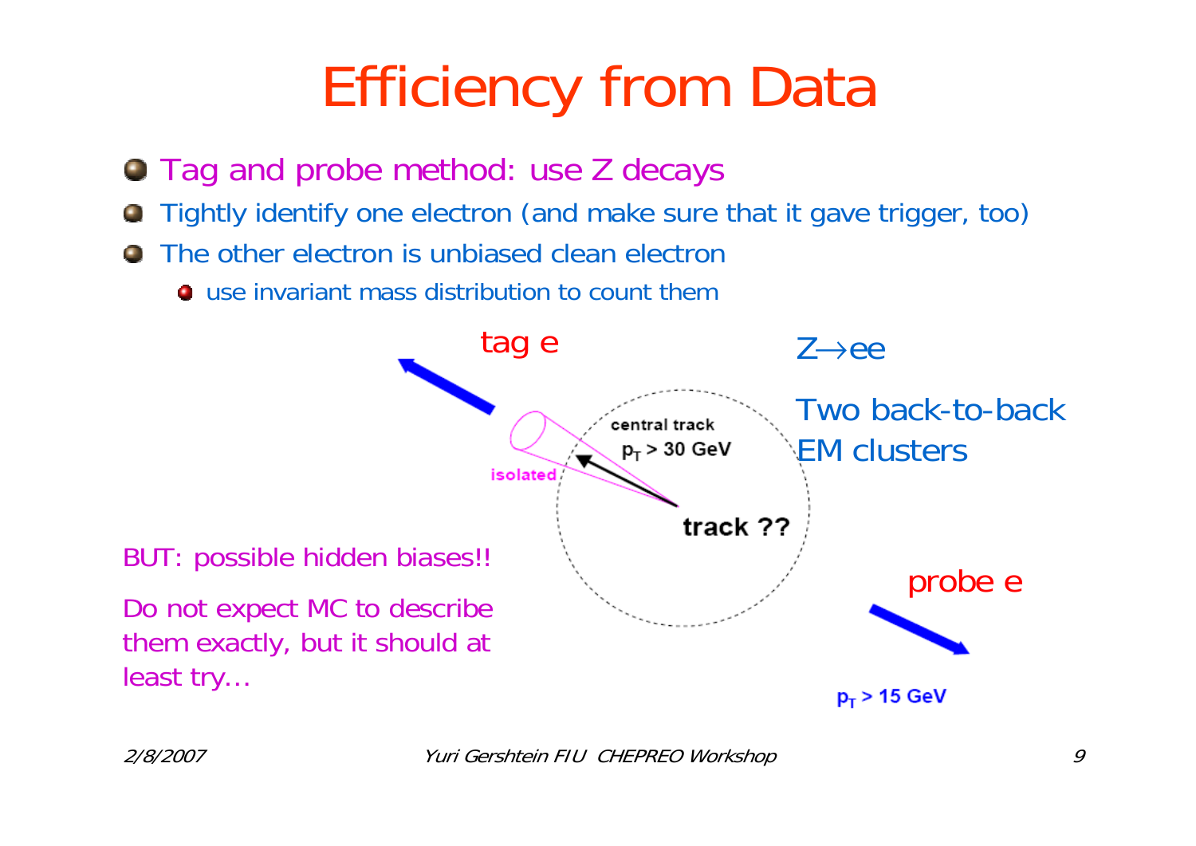# Efficiency from Data

- Tag and probe method: use Z decays
- Tightly identify one electron (and make sure that it gave trigger, too)
- The other electron is unbiased clean electron
  - use invariant mass distribution to count them

tag e

$Z \rightarrow ee$

Two back-to-back EM clusters

central track

$p_T > 30$ GeV

isolated

track ??

probe e

$p_T > 15$ GeV

BUT: possible hidden biases!!

Do not expect MC to describe them exactly, but it should at least try…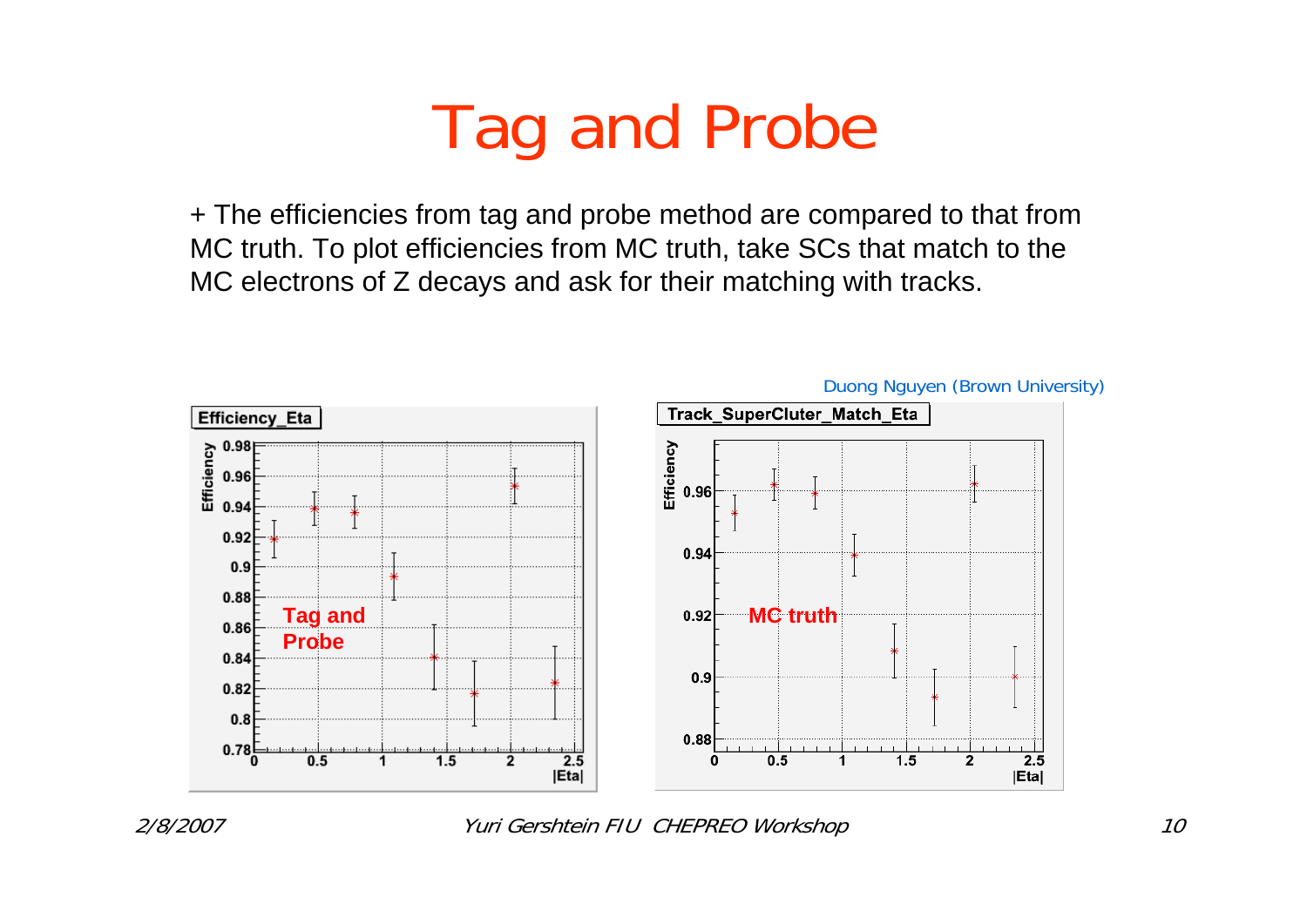# Tag and Probe

+ The efficiencies from tag and probe method are compared to that from MC truth. To plot efficiencies from MC truth, take SCs that match to the MC electrons of Z decays and ask for their matching with tracks.

Duong Nguyen (Brown University)

Efficiency_Eta

Efficiency

0.98
0.96
0.94
0.92
0.9
0.88
0.86
0.84
0.82
0.8
0.78

0
0.5
1
1.5
2
2.5

|Eta|

Tag and Probe

Track_SuperCluter_Match_Eta

Efficiency

0.96
0.94
0.92
0.9
0.88

0
0.5
1
1.5
2
2.5

|Eta|

MC truth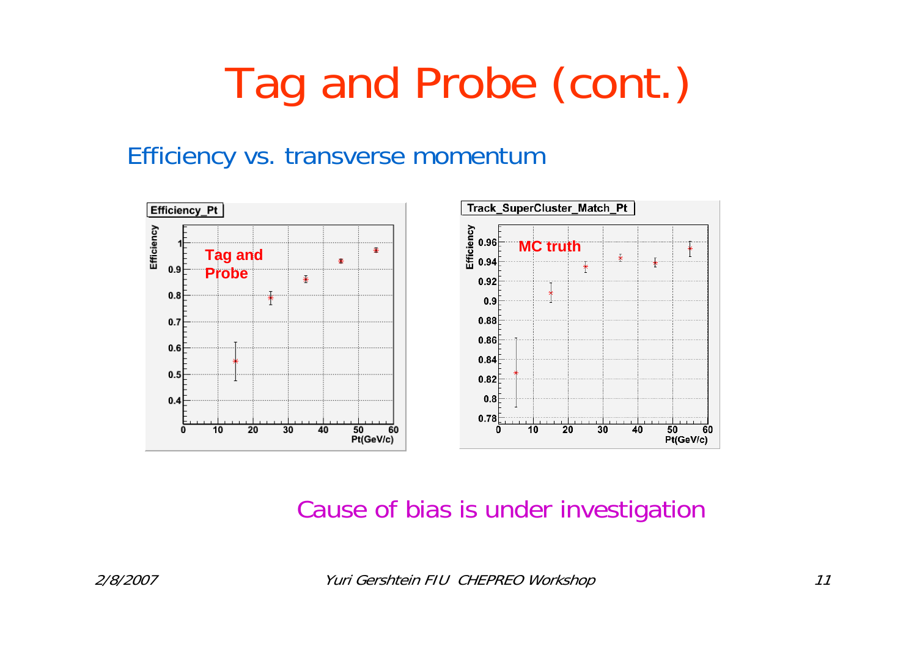# Tag and Probe (cont.)

Efficiency vs. transverse momentum

Efficiency_Pt

Efficiency

Tag and Probe

1
0.9
0.8
0.7
0.6
0.5
0.4

0 10 20 30 40 50 60

Pt(GeV/c)

Track_SuperCluster_Match_Pt

Efficiency

MC truth

0.96
0.94
0.92
0.9
0.88
0.86
0.84
0.82
0.8
0.78

0 10 20 30 40 50 60

Pt(GeV/c)

Cause of bias is under investigation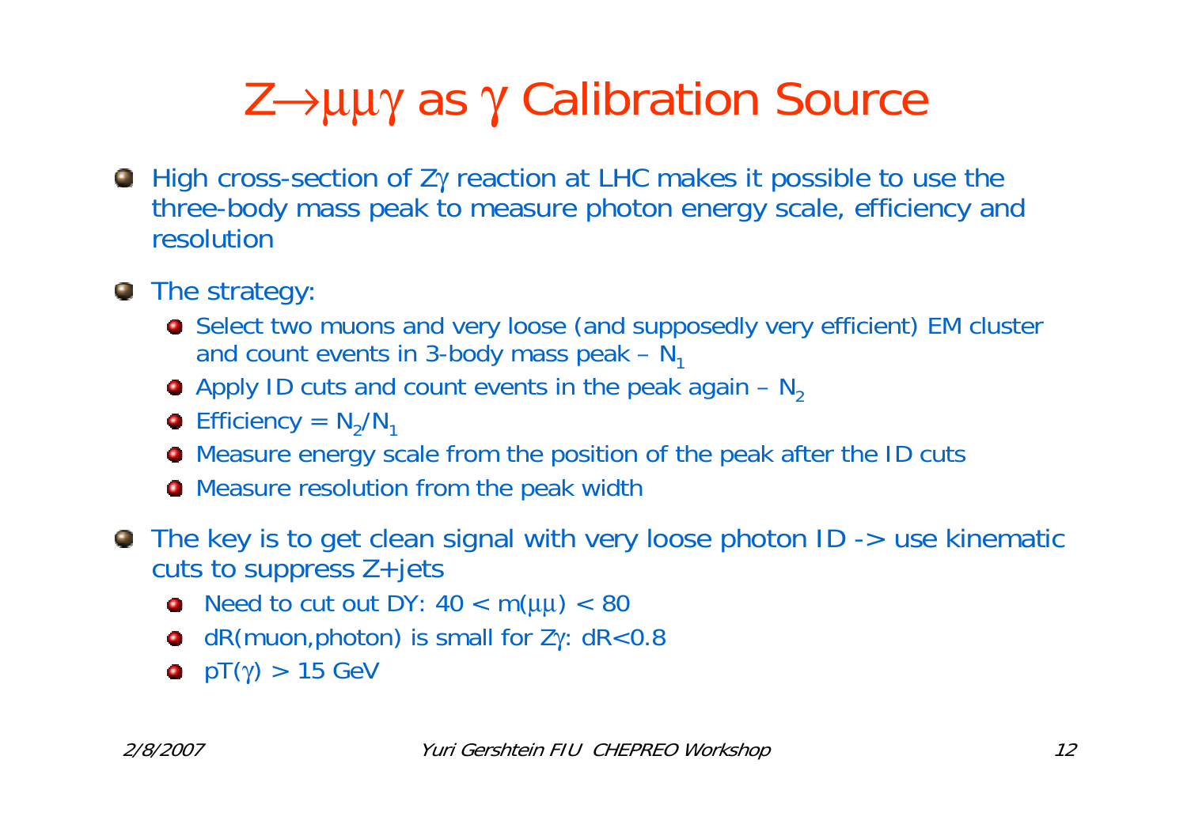# $Z \rightarrow \mu\mu\gamma$ as $\gamma$ Calibration Source

- High cross-section of $Z\gamma$ reaction at LHC makes it possible to use the three-body mass peak to measure photon energy scale, efficiency and resolution
- The strategy:
  - Select two muons and very loose (and supposedly very efficient) EM cluster and count events in 3-body mass peak – $N_1$
  - Apply ID cuts and count events in the peak again – $N_2$
  - Efficiency = $N_2/N_1$
  - Measure energy scale from the position of the peak after the ID cuts
  - Measure resolution from the peak width
- The key is to get clean signal with very loose photon ID -> use kinematic cuts to suppress Z+jets
  - Need to cut out DY: $40 < m(\mu\mu) < 80$
  - dR(muon,photon) is small for $Z\gamma$: dR<0.8
  - $pT(\gamma) > 15$ GeV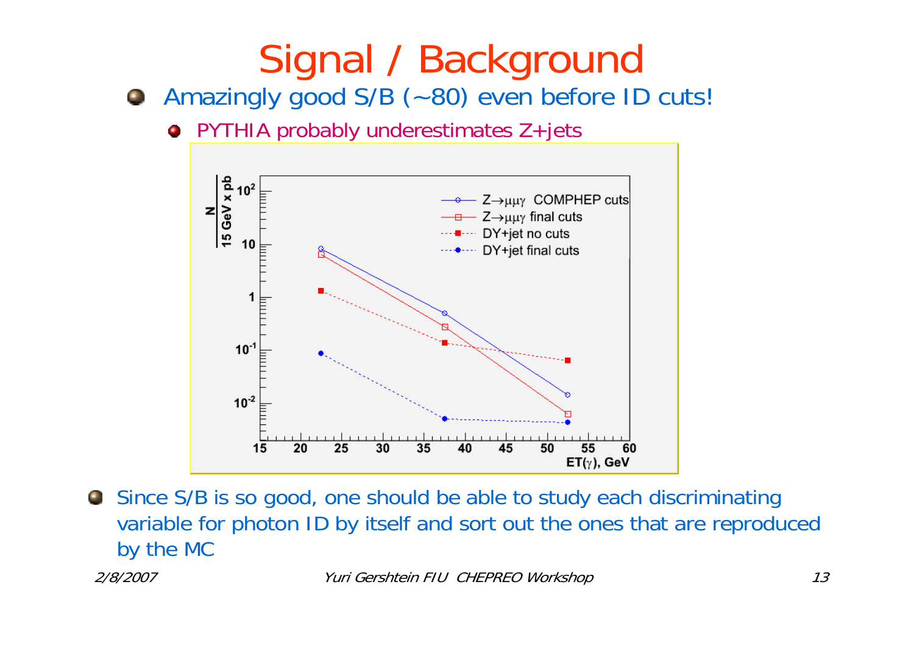# Signal / Background

- Amazingly good S/B (~80) even before ID cuts!
  - PYTHIA probably underestimates Z+jets

$\frac{N}{15\ GeV \times pb}$

$10^2$

10

1

$10^{-1}$

$10^{-2}$

15 20 25 30 35 40 45 50 55 60

$ET(\gamma)$, GeV

$Z \rightarrow \mu\mu\gamma$ COMPHEP cuts

$Z \rightarrow \mu\mu\gamma$ final cuts

DY+jet no cuts

DY+jet final cuts

- Since S/B is so good, one should be able to study each discriminating variable for photon ID by itself and sort out the ones that are reproduced by the MC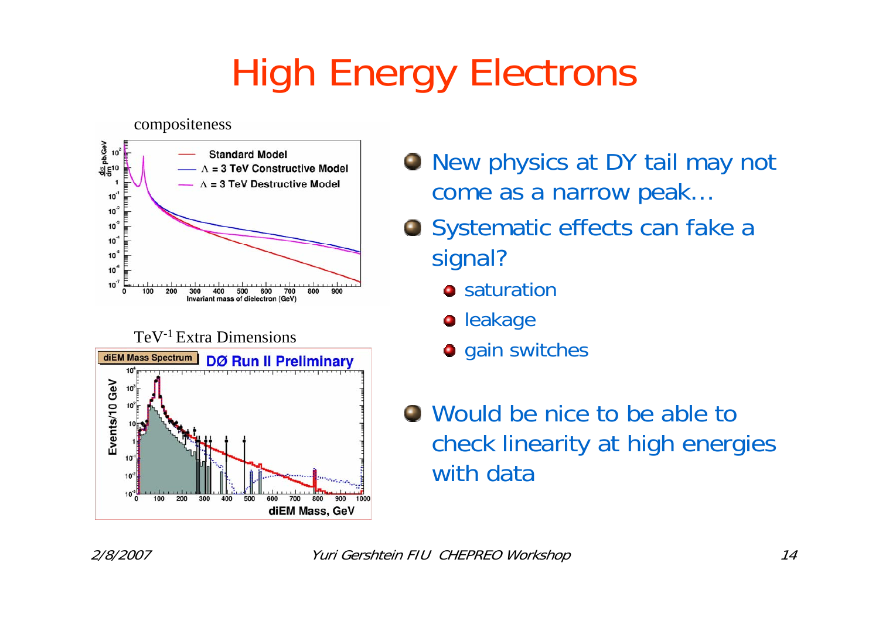# High Energy Electrons

compositeness

Standard Model

Λ = 3 TeV Constructive Model

Λ = 3 TeV Destructive Model

$\frac{d\sigma}{dm}$ pb/GeV

Invariant mass of dielectron (GeV)

TeV$^{-1}$ Extra Dimensions

diEM Mass Spectrum

DØ Run II Preliminary

Events/10 GeV

diEM Mass, GeV

- New physics at DY tail may not come as a narrow peak…
- Systematic effects can fake a signal?
  - saturation
  - leakage
  - gain switches
- Would be nice to be able to check linearity at high energies with data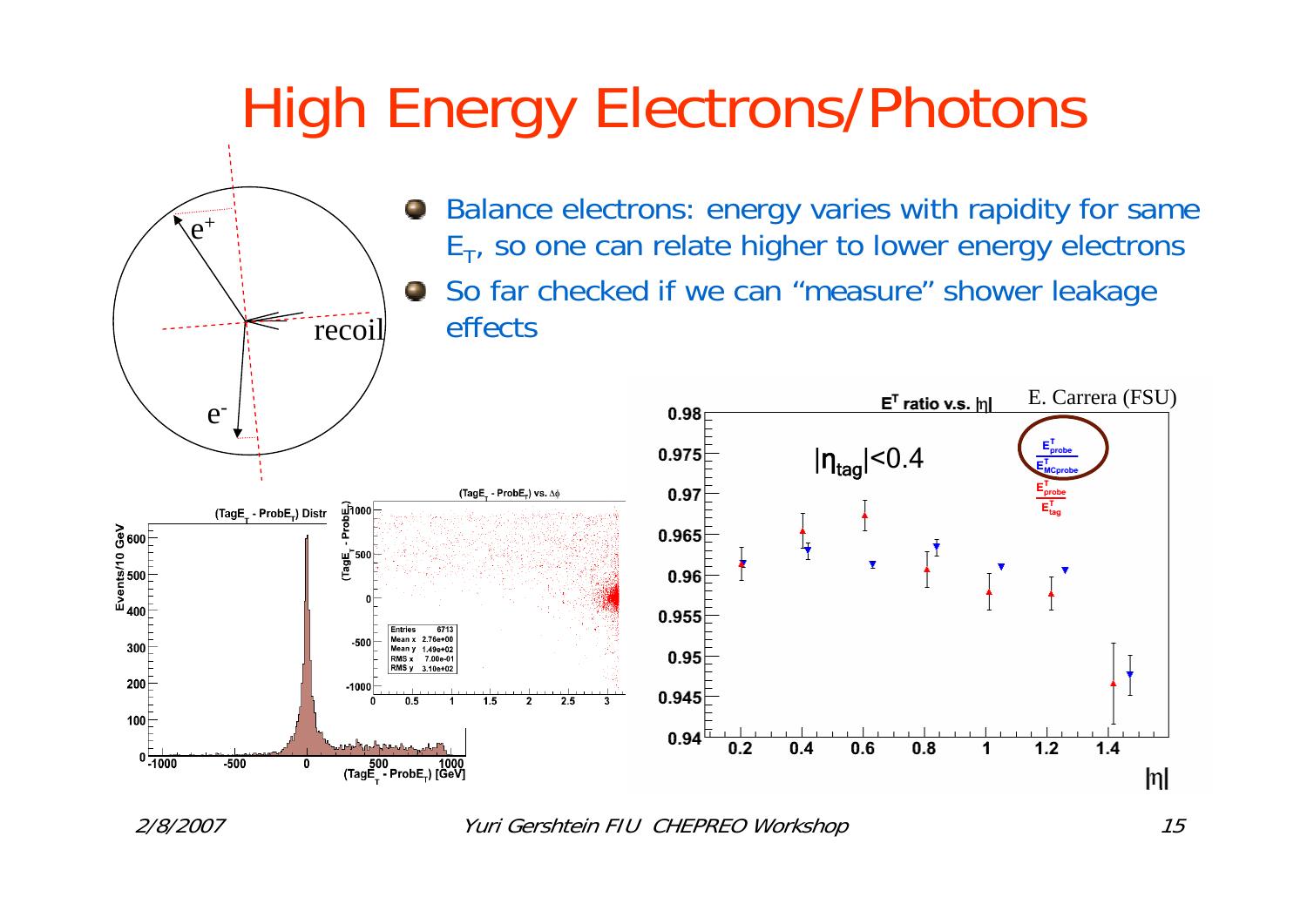# High Energy Electrons/Photons

- Balance electrons: energy varies with rapidity for same $E_T$, so one can relate higher to lower energy electrons
- So far checked if we can "measure" shower leakage effects

$e^+$

recoil

$e^-$

$(TagE_T - ProbE_T)$ Distr

Events/10 GeV

600
500
400
300
200
100
0

-1000 -500 0 500 1000

$(TagE_T - ProbE_T)$ [GeV]

$(TagE_T - ProbE_T)$ vs. $\Delta\phi$

$(TagE_T - ProbE_T)$

1000
500
0
-500
-1000

0 0.5 1 1.5 2 2.5 3

Entries 6713
Mean x 2.76e+00
Mean y 1.49e+02
RMS x 7.00e-01
RMS y 3.10e+02

$E^T$ ratio v.s. $|\eta|$

E. Carrera (FSU)

$|\eta_{tag}|<0.4$

$\frac{E^T_{probe}}{E^T_{MCprobe}}$

$\frac{E^T_{probe}}{E^T_{tag}}$

0.98
0.975
0.97
0.965
0.96
0.955
0.95
0.945
0.94

0.2 0.4 0.6 0.8 1 1.2 1.4

$|\eta|$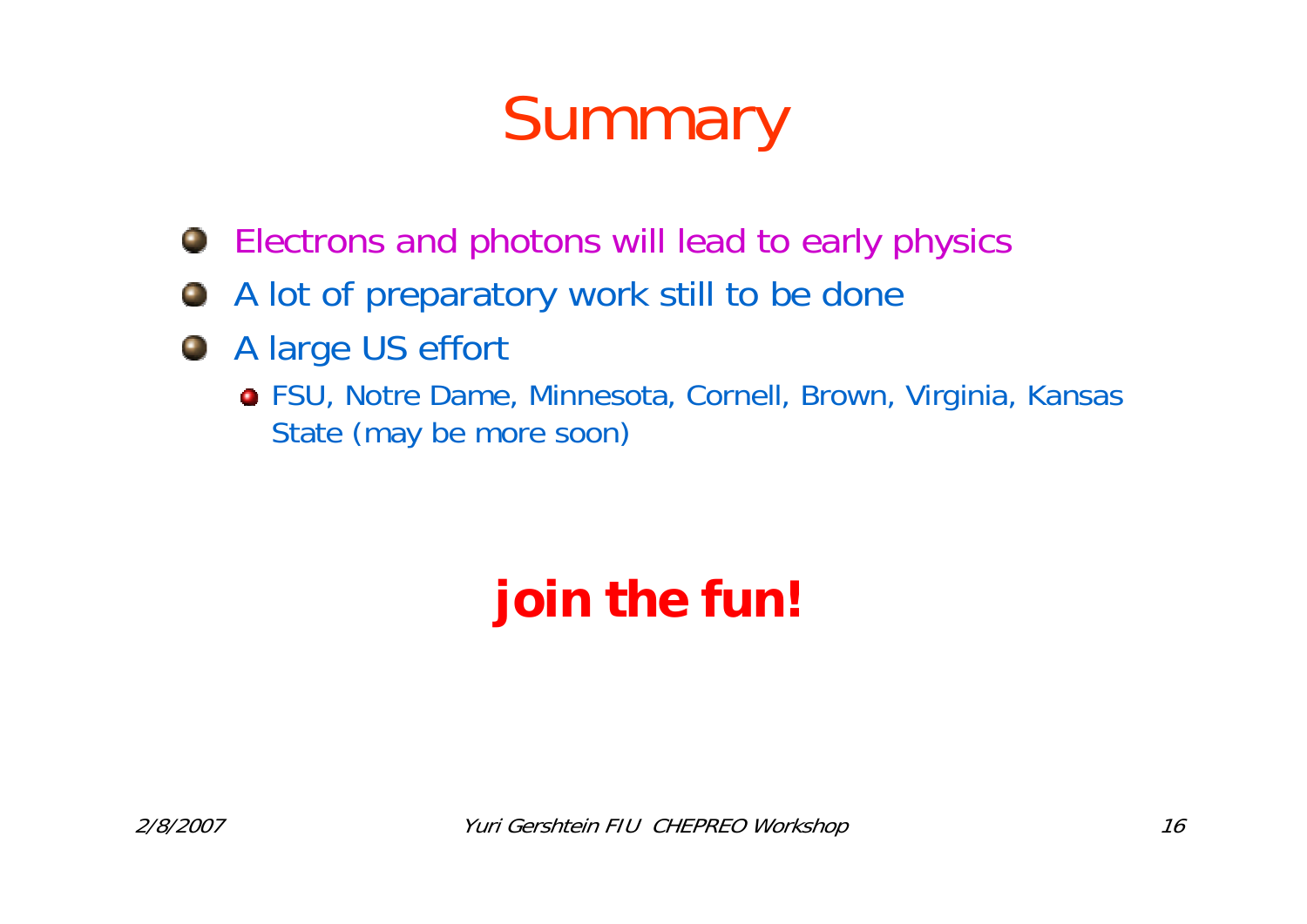# Summary

- Electrons and photons will lead to early physics
- A lot of preparatory work still to be done
- A large US effort
  - FSU, Notre Dame, Minnesota, Cornell, Brown, Virginia, Kansas State (may be more soon)

**join the fun!**